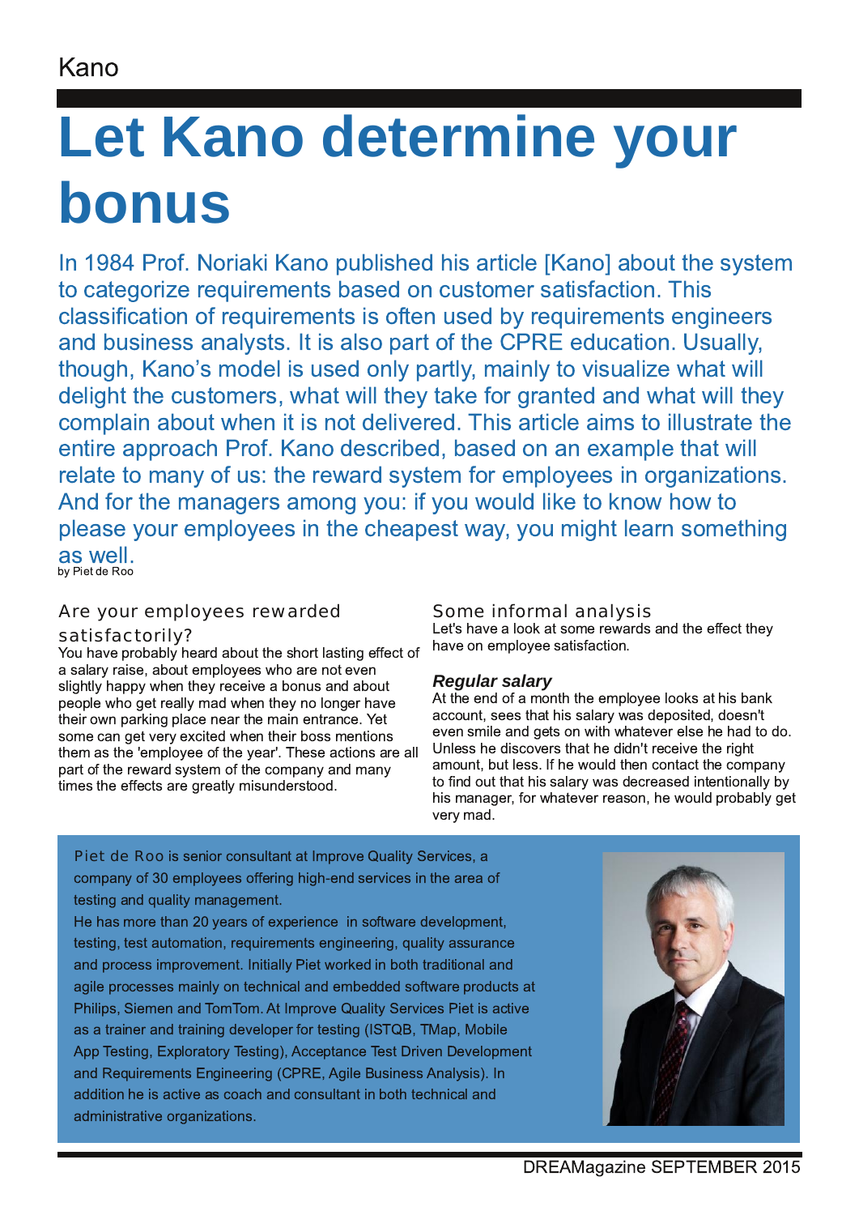# Let Kano determine your bonus

In 1984 Prof. Noriaki Kano published his article [Kano] about the system to categorize requirements based on customer satisfaction. This classification of requirements is often used by requirements engineers and business analysts. It is also part of the CPRE education. Usually, though, Kano's model is used only partly, mainly to visualize what will delight the customers, what will they take for granted and what will they complain about when it is not delivered. This article aims to illustrate the entire approach Prof. Kano described, based on an example that will relate to many of us: the reward system for employees in organizations. And for the managers among you: if you would like to know how to please your employees in the cheapest way, you might learn something as well.

by Piet de Roo

## Are your employees rewarded satisfactorily?

You have probably heard about the short lasting effect of a salary raise, about employees who are not even slightly happy when they receive a bonus and about people who get really mad when they no longer have their own parking place near the main entrance. Yet some can get very excited when their boss mentions them as the 'employee of the year'. These actions are all part of the reward system of the company and many times the effects are greatly misunderstood.

## Some informal analysis

Let's have a look at some rewards and the effect they have on employee satisfaction.

### *Regular salary*

At the end of a month the employee looks at his bank account, sees that his salary was deposited, doesn't even smile and gets on with whatever else he had to do. Unless he discovers that he didn't receive the right amount, but less. If he would then contact the company to find out that his salary was decreased intentionally by his manager, for whatever reason, he would probably get very mad.

---

Piet de Roo is senior consultant at Improve Quality Services, a company of 30 employees offering high-end services in the area of testing and quality management.

He has more than 20 years of experience in software development, testing, test automation, requirements engineering, quality assurance and process improvement. Initially Piet worked in both traditional and agile processes mainly on technical and embedded software products at Philips, Siemen and TomTom. At Improve Quality Services Piet is active as a trainer and training developer for testing (ISTQB, TMap, Mobile App Testing, Exploratory Testing), Acceptance Test Driven Development and Requirements Engineering (CPRE, Agile Business Analysis). In addition he is active as coach and consultant in both technical and administrative organizations.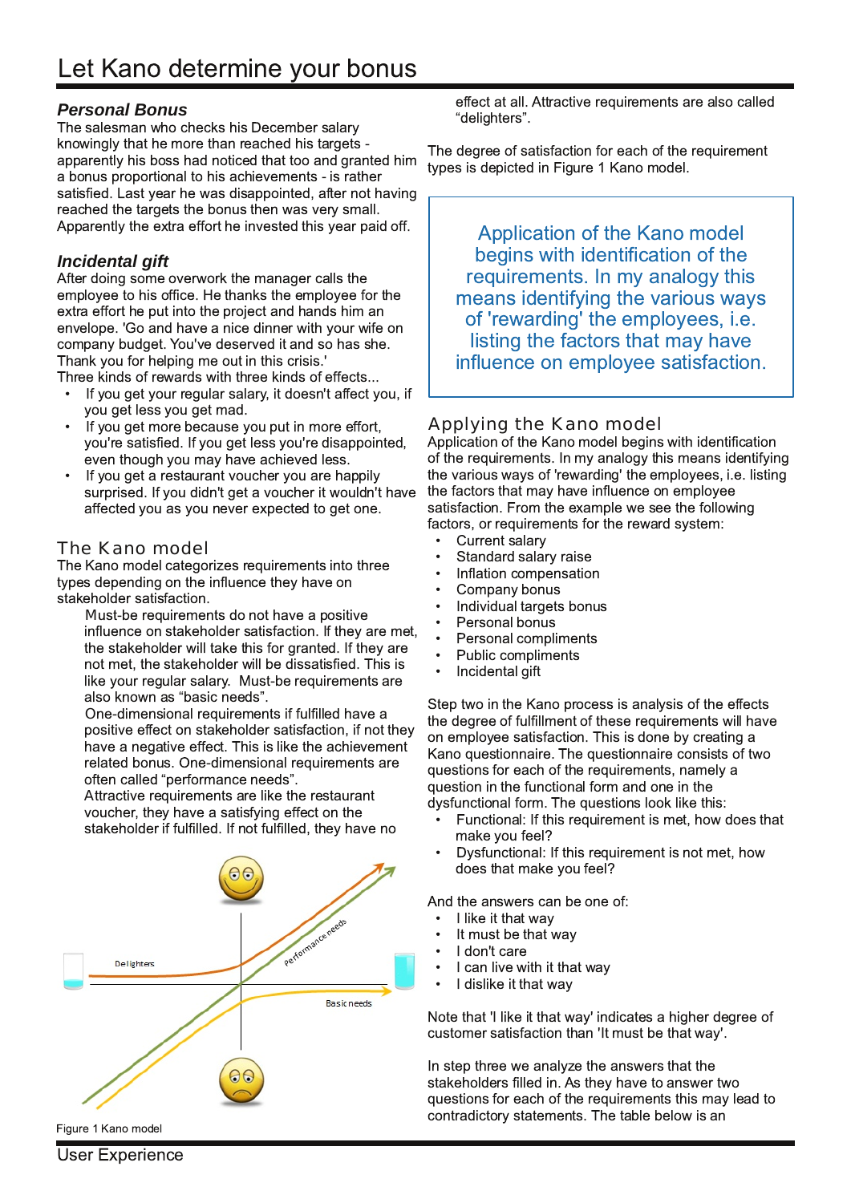# Let Kano determine your bonus

### *Personal Bonus*

The salesman who checks his December salary knowingly that he more than reached his targets - apparently his boss had noticed that too and granted him a bonus proportional to his achievements - is rather satisfied. Last year he was disappointed, after not having reached the targets the bonus then was very small. Apparently the extra effort he invested this year paid off.

### *Incidental gift*

After doing some overwork the manager calls the employee to his office. He thanks the employee for the extra effort he put into the project and hands him an envelope. 'Go and have a nice dinner with your wife on company budget. You've deserved it and so has she. Thank you for helping me out in this crisis.'

Three kinds of rewards with three kinds of effects...

- If you get your regular salary, it doesn't affect you, if you get less you get mad.
- If you get more because you put in more effort, you're satisfied. If you get less you're disappointed, even though you may have achieved less.
- If you get a restaurant voucher you are happily surprised. If you didn't get a voucher it wouldn't have affected you as you never expected to get one.

## The Kano model

The Kano model categorizes requirements into three types depending on the influence they have on stakeholder satisfaction.

Must-be requirements do not have a positive influence on stakeholder satisfaction. If they are met, the stakeholder will take this for granted. If they are not met, the stakeholder will be dissatisfied. This is like your regular salary. Must-be requirements are also known as “basic needs”.

One-dimensional requirements if fulfilled have a positive effect on stakeholder satisfaction, if not they have a negative effect. This is like the achievement related bonus. One-dimensional requirements are often called “performance needs”.

Attractive requirements are like the restaurant voucher, they have a satisfying effect on the stakeholder if fulfilled. If not fulfilled, they have no effect at all. Attractive requirements are also called “delighters”.

The degree of satisfaction for each of the requirement types is depicted in Figure 1 Kano model.

Figure 1 Kano model

> Application of the Kano model begins with identification of the requirements. In my analogy this means identifying the various ways of 'rewarding' the employees, i.e. listing the factors that may have influence on employee satisfaction.

## Applying the Kano model

Application of the Kano model begins with identification of the requirements. In my analogy this means identifying the various ways of 'rewarding' the employees, i.e. listing the factors that may have influence on employee satisfaction. From the example we see the following factors, or requirements for the reward system:

- Current salary
- Standard salary raise
- Inflation compensation
- Company bonus
- Individual targets bonus
- Personal bonus
- Personal compliments
- Public compliments
- Incidental gift

Step two in the Kano process is analysis of the effects the degree of fulfillment of these requirements will have on employee satisfaction. This is done by creating a Kano questionnaire. The questionnaire consists of two questions for each of the requirements, namely a question in the functional form and one in the dysfunctional form. The questions look like this:

- Functional: If this requirement is met, how does that make you feel?
- Dysfunctional: If this requirement is not met, how does that make you feel?

And the answers can be one of:

- I like it that way
- It must be that way
- I don't care
- I can live with it that way
- I dislike it that way

Note that 'I like it that way' indicates a higher degree of customer satisfaction than 'It must be that way'.

In step three we analyze the answers that the stakeholders filled in. As they have to answer two questions for each of the requirements this may lead to contradictory statements. The table below is an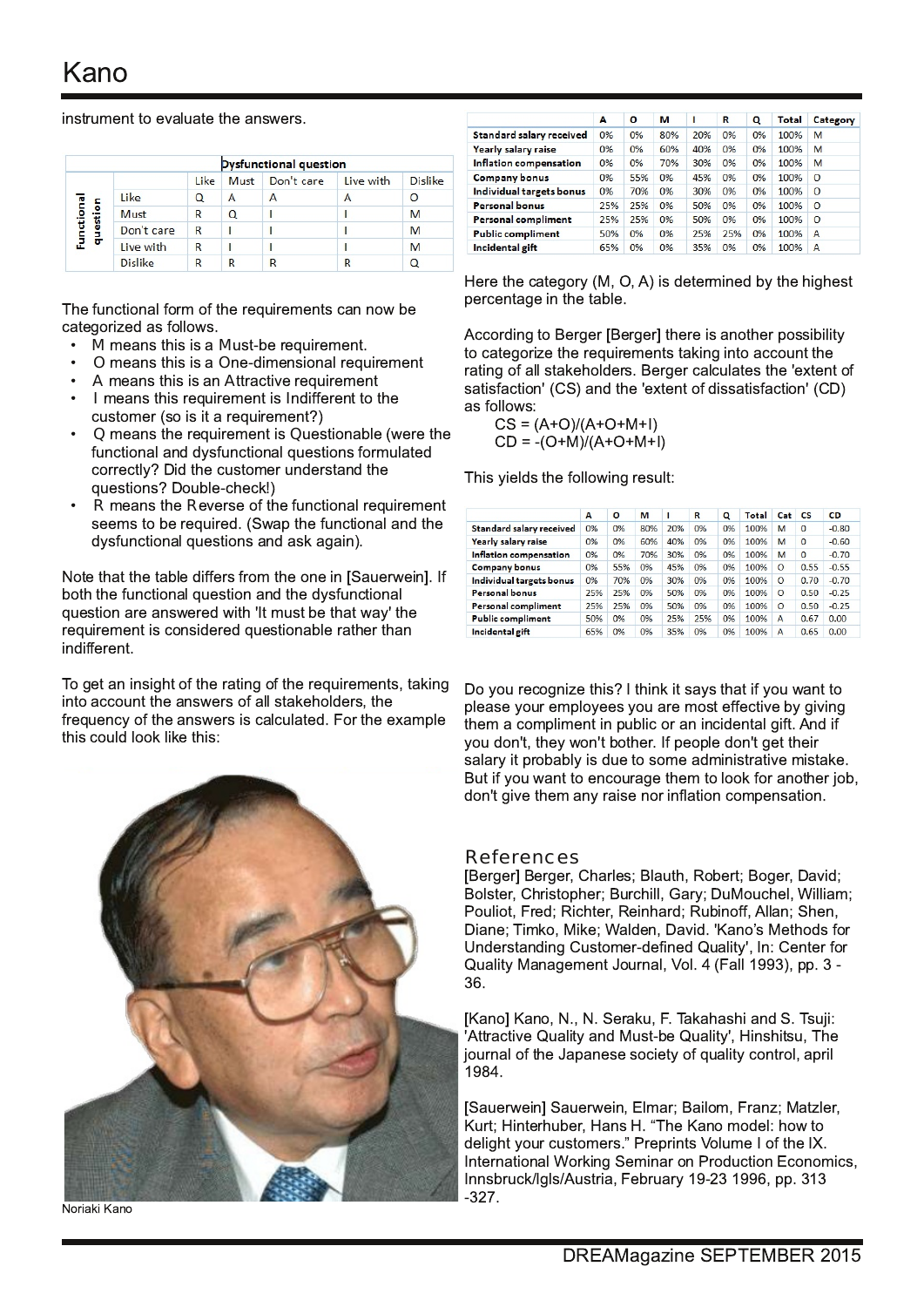instrument to evaluate the answers.

| | | Dysfunctional question | | | | |
|---|---|---|---|---|---|---|
| | | Like | Must | Don't care | Live with | Dislike |
| Functional question | Like | Q | A | A | A | O |
| | Must | R | Q | I | I | M |
| | Don't care | R | I | I | I | M |
| | Live with | R | I | I | I | M |
| | Dislike | R | R | R | R | Q |

The functional form of the requirements can now be categorized as follows.

- M means this is a Must-be requirement.
- O means this is a One-dimensional requirement
- A means this is an Attractive requirement
- I means this requirement is Indifferent to the customer (so is it a requirement?)
- Q means the requirement is Questionable (were the functional and dysfunctional questions formulated correctly? Did the customer understand the questions? Double-check!)
- R means the Reverse of the functional requirement seems to be required. (Swap the functional and the dysfunctional questions and ask again).

Note that the table differs from the one in [Sauerwein]. If both the functional question and the dysfunctional question are answered with 'It must be that way' the requirement is considered questionable rather than indifferent.

To get an insight of the rating of the requirements, taking into account the answers of all stakeholders, the frequency of the answers is calculated. For the example this could look like this:

| | A | O | M | I | R | Q | Total | Category |
|---|---|---|---|---|---|---|---|---|
| Standard salary received | 0% | 0% | 80% | 20% | 0% | 0% | 100% | M |
| Yearly salary raise | 0% | 0% | 60% | 40% | 0% | 0% | 100% | M |
| Inflation compensation | 0% | 0% | 70% | 30% | 0% | 0% | 100% | M |
| Company bonus | 0% | 55% | 0% | 45% | 0% | 0% | 100% | O |
| Individual targets bonus | 0% | 70% | 0% | 30% | 0% | 0% | 100% | O |
| Personal bonus | 25% | 25% | 0% | 50% | 0% | 0% | 100% | O |
| Personal compliment | 25% | 25% | 0% | 50% | 0% | 0% | 100% | O |
| Public compliment | 50% | 0% | 0% | 25% | 25% | 0% | 100% | A |
| Incidental gift | 65% | 0% | 0% | 35% | 0% | 0% | 100% | A |

Here the category (M, O, A) is determined by the highest percentage in the table.

According to Berger [Berger] there is another possibility to categorize the requirements taking into account the rating of all stakeholders. Berger calculates the 'extent of satisfaction' (CS) and the 'extent of dissatisfaction' (CD) as follows:

$$CS = (A+O)/(A+O+M+I)$$
$$CD = -(O+M)/(A+O+M+I)$$

This yields the following result:

| | A | O | M | I | R | Q | Total | Cat | CS | CD |
|---|---|---|---|---|---|---|---|---|---|---|
| Standard salary received | 0% | 0% | 80% | 20% | 0% | 0% | 100% | M | 0 | -0.80 |
| Yearly salary raise | 0% | 0% | 60% | 40% | 0% | 0% | 100% | M | 0 | -0.60 |
| Inflation compensation | 0% | 0% | 70% | 30% | 0% | 0% | 100% | M | 0 | -0.70 |
| Company bonus | 0% | 55% | 0% | 45% | 0% | 0% | 100% | O | 0.55 | -0.55 |
| Individual targets bonus | 0% | 70% | 0% | 30% | 0% | 0% | 100% | O | 0.70 | -0.70 |
| Personal bonus | 25% | 25% | 0% | 50% | 0% | 0% | 100% | O | 0.50 | -0.25 |
| Personal compliment | 25% | 25% | 0% | 50% | 0% | 0% | 100% | O | 0.50 | -0.25 |
| Public compliment | 50% | 0% | 0% | 25% | 25% | 0% | 100% | A | 0.67 | 0.00 |
| Incidental gift | 65% | 0% | 0% | 35% | 0% | 0% | 100% | A | 0.65 | 0.00 |

Do you recognize this? I think it says that if you want to please your employees you are most effective by giving them a compliment in public or an incidental gift. And if you don't, they won't bother. If people don't get their salary it probably is due to some administrative mistake. But if you want to encourage them to look for another job, don't give them any raise nor inflation compensation.

Noriaki Kano

## References

[Berger] Berger, Charles; Blauth, Robert; Boger, David; Bolster, Christopher; Burchill, Gary; DuMouchel, William; Pouliot, Fred; Richter, Reinhard; Rubinoff, Allan; Shen, Diane; Timko, Mike; Walden, David. 'Kano's Methods for Understanding Customer-defined Quality', In: Center for Quality Management Journal, Vol. 4 (Fall 1993), pp. 3 - 36.

[Kano] Kano, N., N. Seraku, F. Takahashi and S. Tsuji: 'Attractive Quality and Must-be Quality', Hinshitsu, The journal of the Japanese society of quality control, april 1984.

[Sauerwein] Sauerwein, Elmar; Bailom, Franz; Matzler, Kurt; Hinterhuber, Hans H. "The Kano model: how to delight your customers." Preprints Volume I of the IX. International Working Seminar on Production Economics, Innsbruck/Igls/Austria, February 19-23 1996, pp. 313 -327.